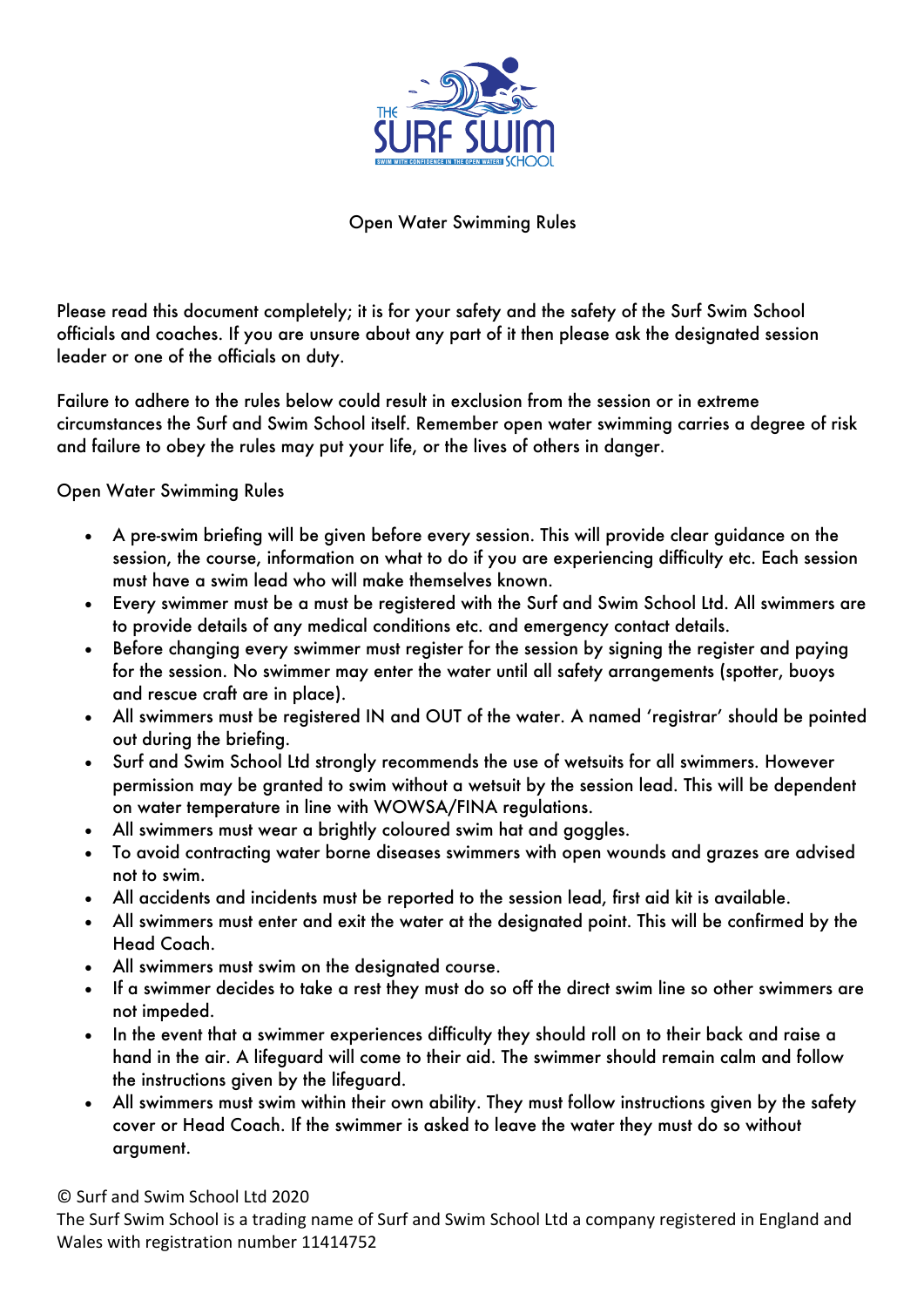# Open Water Swimming Rules

Please read this document completely; it is for your safety and the safety of the Surf Swim School officials and coaches. If you are unsure about any part of it then please ask the designated session leader or one of the officials on duty.

Failure to adhere to the rules below could result in exclusion from the session or in extreme circumstances the Surf and Swim School itself. Remember open water swimming carries a degree of risk and failure to obey the rules may put your life, or the lives of others in danger.

Open Water Swimming Rules

- A pre-swim briefing will be given before every session. This will provide clear guidance on the session, the course, information on what to do if you are experiencing difficulty etc. Each session must have a swim lead who will make themselves known.
- Every swimmer must be a must be registered with the Surf and Swim School Ltd. All swimmers are to provide details of any medical conditions etc. and emergency contact details.
- Before changing every swimmer must register for the session by signing the register and paying for the session. No swimmer may enter the water until all safety arrangements (spotter, buoys and rescue craft are in place).
- All swimmers must be registered IN and OUT of the water. A named 'registrar' should be pointed out during the briefing.
- Surf and Swim School Ltd strongly recommends the use of wetsuits for all swimmers. However permission may be granted to swim without a wetsuit by the session lead. This will be dependent on water temperature in line with WOWSA/FINA regulations.
- All swimmers must wear a brightly coloured swim hat and goggles.
- To avoid contracting water borne diseases swimmers with open wounds and grazes are advised not to swim.
- All accidents and incidents must be reported to the session lead, first aid kit is available.
- All swimmers must enter and exit the water at the designated point. This will be confirmed by the Head Coach.
- All swimmers must swim on the designated course.
- If a swimmer decides to take a rest they must do so off the direct swim line so other swimmers are not impeded.
- In the event that a swimmer experiences difficulty they should roll on to their back and raise a hand in the air. A lifeguard will come to their aid. The swimmer should remain calm and follow the instructions given by the lifeguard.
- All swimmers must swim within their own ability. They must follow instructions given by the safety cover or Head Coach. If the swimmer is asked to leave the water they must do so without argument.

© Surf and Swim School Ltd 2020
The Surf Swim School is a trading name of Surf and Swim School Ltd a company registered in England and Wales with registration number 11414752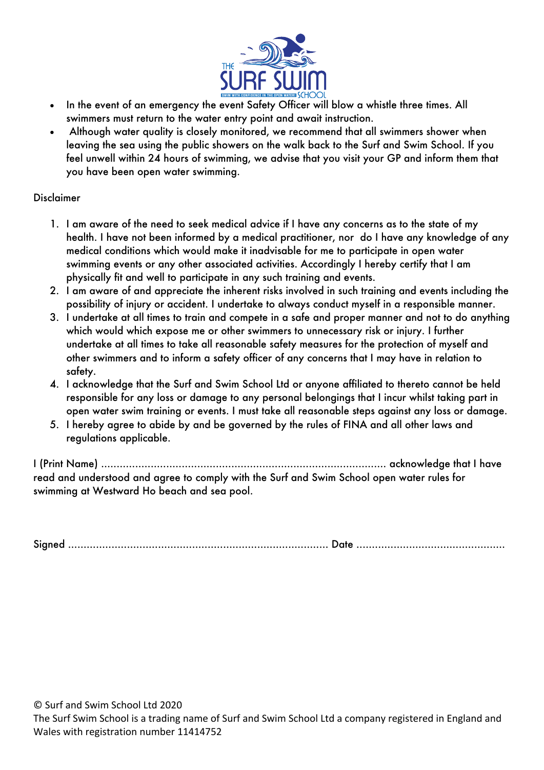- In the event of an emergency the event Safety Officer will blow a whistle three times. All swimmers must return to the water entry point and await instruction.
- Although water quality is closely monitored, we recommend that all swimmers shower when leaving the sea using the public showers on the walk back to the Surf and Swim School. If you feel unwell within 24 hours of swimming, we advise that you visit your GP and inform them that you have been open water swimming.

Disclaimer

1. I am aware of the need to seek medical advice if I have any concerns as to the state of my health. I have not been informed by a medical practitioner, nor do I have any knowledge of any medical conditions which would make it inadvisable for me to participate in open water swimming events or any other associated activities. Accordingly I hereby certify that I am physically fit and well to participate in any such training and events.
2. I am aware of and appreciate the inherent risks involved in such training and events including the possibility of injury or accident. I undertake to always conduct myself in a responsible manner.
3. I undertake at all times to train and compete in a safe and proper manner and not to do anything which would which expose me or other swimmers to unnecessary risk or injury. I further undertake at all times to take all reasonable safety measures for the protection of myself and other swimmers and to inform a safety officer of any concerns that I may have in relation to safety.
4. I acknowledge that the Surf and Swim School Ltd or anyone affiliated to thereto cannot be held responsible for any loss or damage to any personal belongings that I incur whilst taking part in open water swim training or events. I must take all reasonable steps against any loss or damage.
5. I hereby agree to abide by and be governed by the rules of FINA and all other laws and regulations applicable.

I (Print Name) ........................................................................................ acknowledge that I have read and understood and agree to comply with the Surf and Swim School open water rules for swimming at Westward Ho beach and sea pool.

Signed .................................................................................. Date ...............................................

© Surf and Swim School Ltd 2020

The Surf Swim School is a trading name of Surf and Swim School Ltd a company registered in England and Wales with registration number 11414752